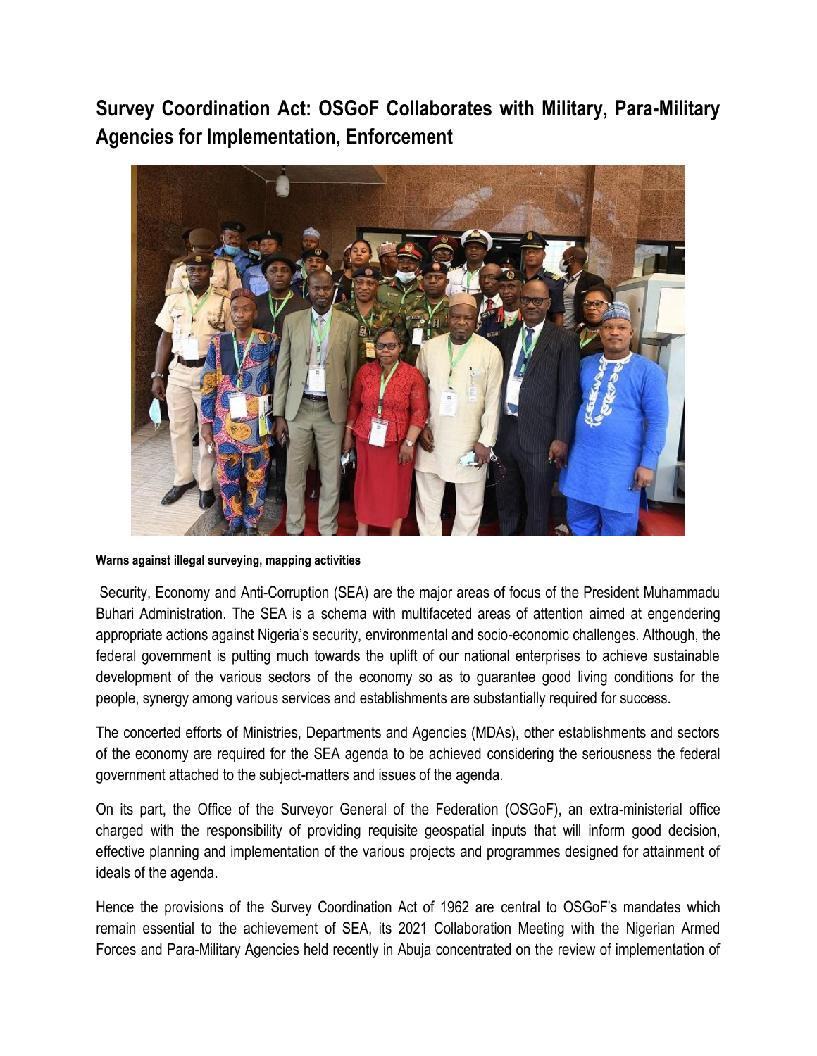# Survey Coordination Act: OSGoF Collaborates with Military, Para-Military Agencies for Implementation, Enforcement

**Warns against illegal surveying, mapping activities**

Security, Economy and Anti-Corruption (SEA) are the major areas of focus of the President Muhammadu Buhari Administration. The SEA is a schema with multifaceted areas of attention aimed at engendering appropriate actions against Nigeria's security, environmental and socio-economic challenges. Although, the federal government is putting much towards the uplift of our national enterprises to achieve sustainable development of the various sectors of the economy so as to guarantee good living conditions for the people, synergy among various services and establishments are substantially required for success.

The concerted efforts of Ministries, Departments and Agencies (MDAs), other establishments and sectors of the economy are required for the SEA agenda to be achieved considering the seriousness the federal government attached to the subject-matters and issues of the agenda.

On its part, the Office of the Surveyor General of the Federation (OSGoF), an extra-ministerial office charged with the responsibility of providing requisite geospatial inputs that will inform good decision, effective planning and implementation of the various projects and programmes designed for attainment of ideals of the agenda.

Hence the provisions of the Survey Coordination Act of 1962 are central to OSGoF's mandates which remain essential to the achievement of SEA, its 2021 Collaboration Meeting with the Nigerian Armed Forces and Para-Military Agencies held recently in Abuja concentrated on the review of implementation of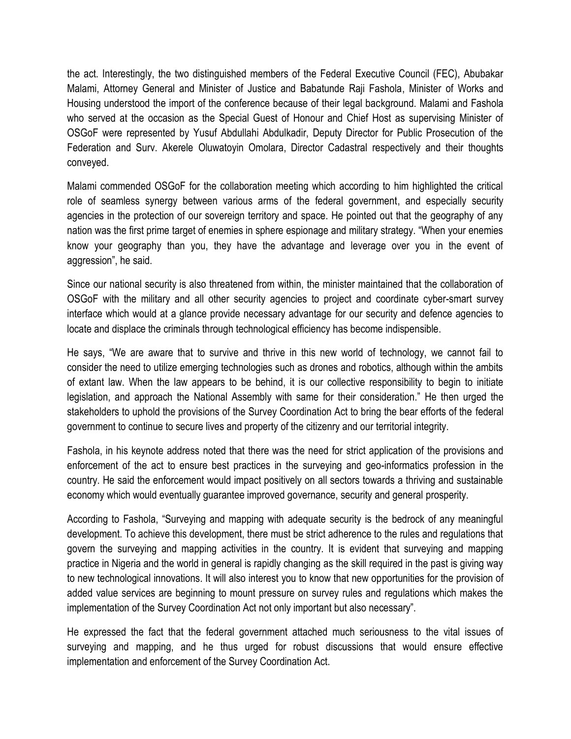the act. Interestingly, the two distinguished members of the Federal Executive Council (FEC), Abubakar Malami, Attorney General and Minister of Justice and Babatunde Raji Fashola, Minister of Works and Housing understood the import of the conference because of their legal background. Malami and Fashola who served at the occasion as the Special Guest of Honour and Chief Host as supervising Minister of OSGoF were represented by Yusuf Abdullahi Abdulkadir, Deputy Director for Public Prosecution of the Federation and Surv. Akerele Oluwatoyin Omolara, Director Cadastral respectively and their thoughts conveyed.

Malami commended OSGoF for the collaboration meeting which according to him highlighted the critical role of seamless synergy between various arms of the federal government, and especially security agencies in the protection of our sovereign territory and space. He pointed out that the geography of any nation was the first prime target of enemies in sphere espionage and military strategy. "When your enemies know your geography than you, they have the advantage and leverage over you in the event of aggression", he said.

Since our national security is also threatened from within, the minister maintained that the collaboration of OSGoF with the military and all other security agencies to project and coordinate cyber-smart survey interface which would at a glance provide necessary advantage for our security and defence agencies to locate and displace the criminals through technological efficiency has become indispensible.

He says, "We are aware that to survive and thrive in this new world of technology, we cannot fail to consider the need to utilize emerging technologies such as drones and robotics, although within the ambits of extant law. When the law appears to be behind, it is our collective responsibility to begin to initiate legislation, and approach the National Assembly with same for their consideration." He then urged the stakeholders to uphold the provisions of the Survey Coordination Act to bring the bear efforts of the federal government to continue to secure lives and property of the citizenry and our territorial integrity.

Fashola, in his keynote address noted that there was the need for strict application of the provisions and enforcement of the act to ensure best practices in the surveying and geo-informatics profession in the country. He said the enforcement would impact positively on all sectors towards a thriving and sustainable economy which would eventually guarantee improved governance, security and general prosperity.

According to Fashola, "Surveying and mapping with adequate security is the bedrock of any meaningful development. To achieve this development, there must be strict adherence to the rules and regulations that govern the surveying and mapping activities in the country. It is evident that surveying and mapping practice in Nigeria and the world in general is rapidly changing as the skill required in the past is giving way to new technological innovations. It will also interest you to know that new opportunities for the provision of added value services are beginning to mount pressure on survey rules and regulations which makes the implementation of the Survey Coordination Act not only important but also necessary".

He expressed the fact that the federal government attached much seriousness to the vital issues of surveying and mapping, and he thus urged for robust discussions that would ensure effective implementation and enforcement of the Survey Coordination Act.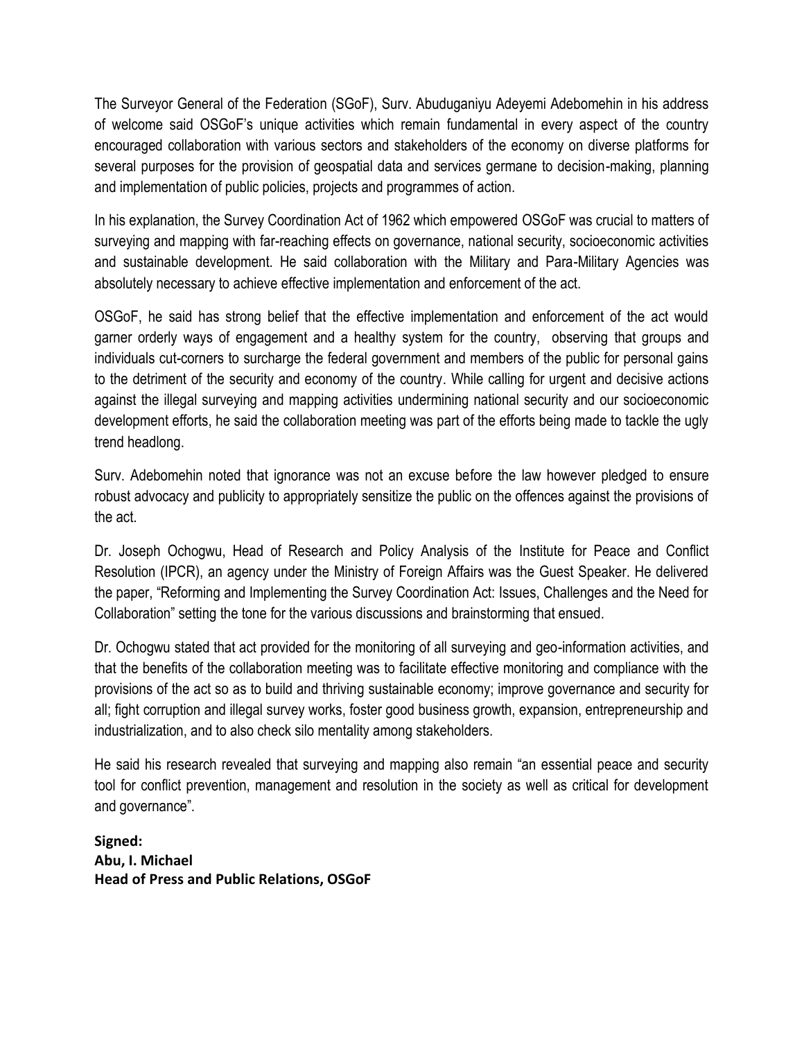The Surveyor General of the Federation (SGoF), Surv. Abuduganiyu Adeyemi Adebomehin in his address of welcome said OSGoF's unique activities which remain fundamental in every aspect of the country encouraged collaboration with various sectors and stakeholders of the economy on diverse platforms for several purposes for the provision of geospatial data and services germane to decision-making, planning and implementation of public policies, projects and programmes of action.

In his explanation, the Survey Coordination Act of 1962 which empowered OSGoF was crucial to matters of surveying and mapping with far-reaching effects on governance, national security, socioeconomic activities and sustainable development. He said collaboration with the Military and Para-Military Agencies was absolutely necessary to achieve effective implementation and enforcement of the act.

OSGoF, he said has strong belief that the effective implementation and enforcement of the act would garner orderly ways of engagement and a healthy system for the country, observing that groups and individuals cut-corners to surcharge the federal government and members of the public for personal gains to the detriment of the security and economy of the country. While calling for urgent and decisive actions against the illegal surveying and mapping activities undermining national security and our socioeconomic development efforts, he said the collaboration meeting was part of the efforts being made to tackle the ugly trend headlong.

Surv. Adebomehin noted that ignorance was not an excuse before the law however pledged to ensure robust advocacy and publicity to appropriately sensitize the public on the offences against the provisions of the act.

Dr. Joseph Ochogwu, Head of Research and Policy Analysis of the Institute for Peace and Conflict Resolution (IPCR), an agency under the Ministry of Foreign Affairs was the Guest Speaker. He delivered the paper, "Reforming and Implementing the Survey Coordination Act: Issues, Challenges and the Need for Collaboration" setting the tone for the various discussions and brainstorming that ensued.

Dr. Ochogwu stated that act provided for the monitoring of all surveying and geo-information activities, and that the benefits of the collaboration meeting was to facilitate effective monitoring and compliance with the provisions of the act so as to build and thriving sustainable economy; improve governance and security for all; fight corruption and illegal survey works, foster good business growth, expansion, entrepreneurship and industrialization, and to also check silo mentality among stakeholders.

He said his research revealed that surveying and mapping also remain "an essential peace and security tool for conflict prevention, management and resolution in the society as well as critical for development and governance".

**Signed:**
**Abu, I. Michael**
**Head of Press and Public Relations, OSGoF**